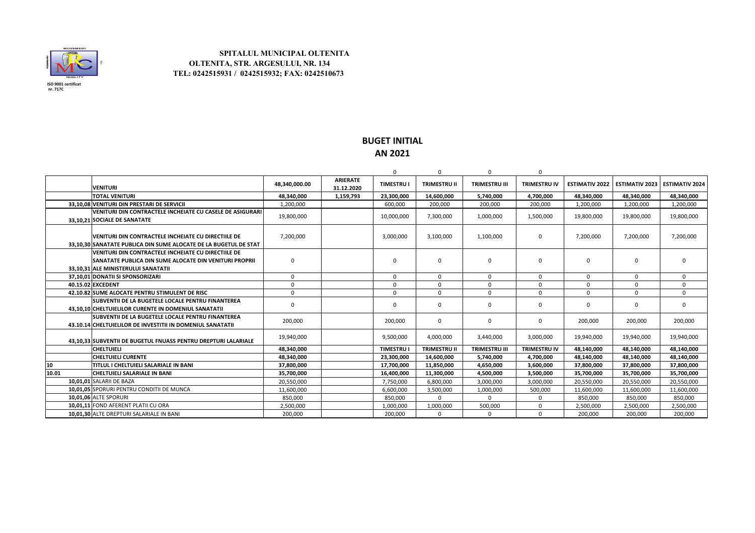**SPITALUL MUNICIPAL OLTENITA**
**OLTENITA, STR. ARGESULUI, NR. 134**
**TEL: 0242515931 / 0242515932; FAX: 0242510673**

ISO 9001 certificat nr. 717C

# BUGET INITIAL
## AN 2021

| | | | | 0 | 0 | 0 | 0 | | | |
|---|---|---|---|---|---|---|---|---|---|---|
| | **VENITURI** | **48,340,000.00** | **ARIERATE 31.12.2020** | **TIMESTRU I** | **TRIMESTRU II** | **TRIMESTRU III** | **TRIMESTRU IV** | **ESTIMATIV 2022** | **ESTIMATIV 2023** | **ESTIMATIV 2024** |
| | **TOTAL VENITURI** | **48,340,000** | **1,159,793** | **23,300,000** | **14,600,000** | **5,740,000** | **4,700,000** | **48,340,000** | **48,340,000** | **48,340,000** |
| **33,10,08** | **VENITURI DIN PRESTARI DE SERVICII** | 1,200,000 | | 600,000 | 200,000 | 200,000 | 200,000 | 1,200,000 | 1,200,000 | 1,200,000 |
| **33,10,21** | **VENITURI DIN CONTRACTELE INCHEIATE CU CASELE DE ASIGURARI SOCIALE DE SANATATE** | 19,800,000 | | 10,000,000 | 7,300,000 | 1,000,000 | 1,500,000 | 19,800,000 | 19,800,000 | 19,800,000 |
| **33,10,30** | **VENITURI DIN CONTRACTELE INCHEIATE CU DIRECTIILE DE SANATATE PUBLICA DIN SUME ALOCATE DE LA BUGETUL DE STAT** | 7,200,000 | | 3,000,000 | 3,100,000 | 1,100,000 | 0 | 7,200,000 | 7,200,000 | 7,200,000 |
| **33,10,31** | **VENITURI DIN CONTRACTELE INCHEIATE CU DIRECTIILE DE SANATATE PUBLICA DIN SUME ALOCATE DIN VENITURI PROPRII ALE MINISTERULUI SANATATII** | 0 | | 0 | 0 | 0 | 0 | 0 | 0 | 0 |
| **37,10,01** | **DONATII SI SPONSORIZARI** | 0 | | 0 | 0 | 0 | 0 | 0 | 0 | 0 |
| **40.15.02** | **EXCEDENT** | 0 | | 0 | 0 | 0 | 0 | 0 | 0 | 0 |
| **42.10.82** | **SUME ALOCATE PENTRU STIMULENT DE RISC** | 0 | | 0 | 0 | 0 | 0 | 0 | 0 | 0 |
| **43,10,10** | **SUBVENTII DE LA BUGETELE LOCALE PENTRU FINANTEREA CHELTUIELILOR CURENTE IN DOMENIUL SANATATII** | 0 | | 0 | 0 | 0 | 0 | 0 | 0 | 0 |
| **43.10.14** | **SUBVENTII DE LA BUGETELE LOCALE PENTRU FINANTEREA CHELTUIELILOR DE INVESTITII IN DOMENIUL SANATATII** | 200,000 | | 200,000 | 0 | 0 | 0 | 200,000 | 200,000 | 200,000 |
| **43,10,33** | **SUBVENTII DE BUGETUL FNUASS PENTRU DREPTURI LALARIALE** | 19,940,000 | | 9,500,000 | 4,000,000 | 3,440,000 | 3,000,000 | 19,940,000 | 19,940,000 | 19,940,000 |
| | **CHELTUIELI** | **48,340,000** | | **TIMESTRU I** | **TRIMESTRU II** | **TRIMESTRU III** | **TRIMESTRU IV** | **48,140,000** | **48,140,000** | **48,140,000** |
| | **CHELTUIELI CURENTE** | **48,340,000** | | **23,300,000** | **14,600,000** | **5,740,000** | **4,700,000** | **48,140,000** | **48,140,000** | **48,140,000** |
| **10** | **TITLUL I CHELTUIELI SALARIALE IN BANI** | **37,800,000** | | **17,700,000** | **11,850,000** | **4,650,000** | **3,600,000** | **37,800,000** | **37,800,000** | **37,800,000** |
| **10.01** | **CHELTUIELI SALARIALE IN BANI** | **35,700,000** | | **16,400,000** | **11,300,000** | **4,500,000** | **3,500,000** | **35,700,000** | **35,700,000** | **35,700,000** |
| **10,01,01** | SALARII DE BAZA | 20,550,000 | | 7,750,000 | 6,800,000 | 3,000,000 | 3,000,000 | 20,550,000 | 20,550,000 | 20,550,000 |
| **10,01,05** | SPORURI PENTRU CONDITII DE MUNCA | 11,600,000 | | 6,600,000 | 3,500,000 | 1,000,000 | 500,000 | 11,600,000 | 11,600,000 | 11,600,000 |
| **10,01,06** | ALTE SPORURI | 850,000 | | 850,000 | 0 | 0 | 0 | 850,000 | 850,000 | 850,000 |
| **10,01,11** | FOND AFERENT PLATII CU ORA | 2,500,000 | | 1,000,000 | 1,000,000 | 500,000 | 0 | 2,500,000 | 2,500,000 | 2,500,000 |
| **10,01,30** | ALTE DREPTURI SALARIALE IN BANI | 200,000 | | 200,000 | 0 | 0 | 0 | 200,000 | 200,000 | 200,000 |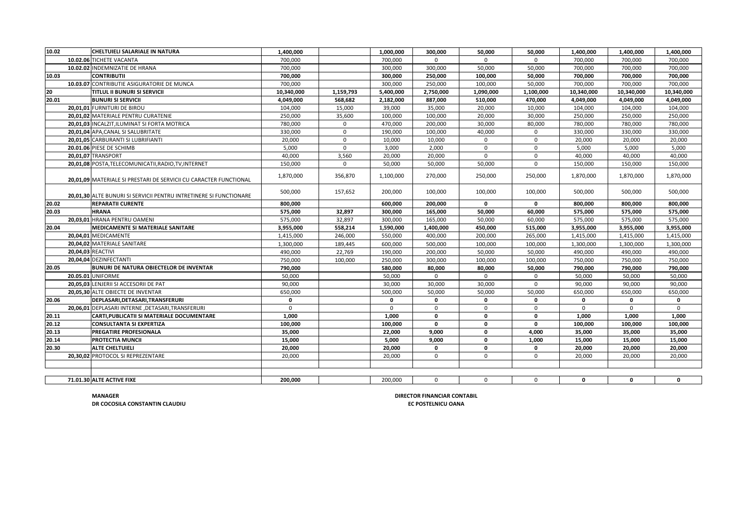| | | | | | | | | | | |
|---|---|---|---|---|---|---|---|---|---|---|
| **10.02** | **CHELTUIELI SALARIALE IN NATURA** | **1,400,000** | | **1,000,000** | **300,000** | **50,000** | **50,000** | **1,400,000** | **1,400,000** | **1,400,000** |
| **10.02.06** | TICHETE VACANTA | 700,000 | | 700,000 | 0 | 0 | 0 | 700,000 | 700,000 | 700,000 |
| **10.02.02** | INDEMNIZATIE DE HRANA | 700,000 | | 300,000 | 300,000 | 50,000 | 50,000 | 700,000 | 700,000 | 700,000 |
| **10.03** | **CONTRIBUTII** | **700,000** | | **300,000** | **250,000** | **100,000** | **50,000** | **700,000** | **700,000** | **700,000** |
| **10.03.07** | CONTRIBUTIE ASIGURATORIE DE MUNCA | 700,000 | | 300,000 | 250,000 | 100,000 | 50,000 | 700,000 | 700,000 | 700,000 |
| **20** | **TITLUL II BUNURI SI SERVICII** | **10,340,000** | **1,159,793** | **5,400,000** | **2,750,000** | **1,090,000** | **1,100,000** | **10,340,000** | **10,340,000** | **10,340,000** |
| **20.01** | **BUNURI SI SERVICII** | **4,049,000** | **568,682** | **2,182,000** | **887,000** | **510,000** | **470,000** | **4,049,000** | **4,049,000** | **4,049,000** |
| **20,01,01** | FURNITURI DE BIROU | 104,000 | 15,000 | 39,000 | 35,000 | 20,000 | 10,000 | 104,000 | 104,000 | 104,000 |
| **20,01,02** | MATERIALE PENTRU CURATENIE | 250,000 | 35,600 | 100,000 | 100,000 | 20,000 | 30,000 | 250,000 | 250,000 | 250,000 |
| **20,01,03** | INCALZIT,ILUMINAT SI FORTA MOTRICA | 780,000 | 0 | 470,000 | 200,000 | 30,000 | 80,000 | 780,000 | 780,000 | 780,000 |
| **20,01,04** | APA,CANAL SI SALUBRITATE | 330,000 | 0 | 190,000 | 100,000 | 40,000 | 0 | 330,000 | 330,000 | 330,000 |
| **20,01,05** | CARBURANTI SI LUBRIFIANTI | 20,000 | 0 | 10,000 | 10,000 | 0 | 0 | 20,000 | 20,000 | 20,000 |
| **20.01.06** | PIESE DE SCHIMB | 5,000 | 0 | 3,000 | 2,000 | 0 | 0 | 5,000 | 5,000 | 5,000 |
| **20,01,07** | TRANSPORT | 40,000 | 3,560 | 20,000 | 20,000 | 0 | 0 | 40,000 | 40,000 | 40,000 |
| **20,01,08** | POSTA,TELECOMUNICATII,RADIO,TV,INTERNET | 150,000 | 0 | 50,000 | 50,000 | 50,000 | 0 | 150,000 | 150,000 | 150,000 |
| **20,01,09** | MATERIALE SI PRESTARI DE SERVICII CU CARACTER FUNCTIONAL | 1,870,000 | 356,870 | 1,100,000 | 270,000 | 250,000 | 250,000 | 1,870,000 | 1,870,000 | 1,870,000 |
| **20,01,30** | ALTE BUNURI SI SERVICII PENTRU INTRETINERE SI FUNCTIONARE | 500,000 | 157,652 | 200,000 | 100,000 | 100,000 | 100,000 | 500,000 | 500,000 | 500,000 |
| **20.02** | **REPARATII CURENTE** | **800,000** | | **600,000** | **200,000** | **0** | **0** | **800,000** | **800,000** | **800,000** |
| **20.03** | **HRANA** | **575,000** | **32,897** | **300,000** | **165,000** | **50,000** | **60,000** | **575,000** | **575,000** | **575,000** |
| **20,03,01** | HRANA PENTRU OAMENI | 575,000 | 32,897 | 300,000 | 165,000 | 50,000 | 60,000 | 575,000 | 575,000 | 575,000 |
| **20.04** | **MEDICAMENTE SI MATERIALE SANITARE** | **3,955,000** | **558,214** | **1,590,000** | **1,400,000** | **450,000** | **515,000** | **3,955,000** | **3,955,000** | **3,955,000** |
| **20,04,01** | MEDICAMENTE | 1,415,000 | 246,000 | 550,000 | 400,000 | 200,000 | 265,000 | 1,415,000 | 1,415,000 | 1,415,000 |
| **20,04,02** | MATERIALE SANITARE | 1,300,000 | 189,445 | 600,000 | 500,000 | 100,000 | 100,000 | 1,300,000 | 1,300,000 | 1,300,000 |
| **20,04,03** | REACTIVI | 490,000 | 22,769 | 190,000 | 200,000 | 50,000 | 50,000 | 490,000 | 490,000 | 490,000 |
| **20,04,04** | DEZINFECTANTI | 750,000 | 100,000 | 250,000 | 300,000 | 100,000 | 100,000 | 750,000 | 750,000 | 750,000 |
| **20.05** | **BUNURI DE NATURA OBIECTELOR DE INVENTAR** | **790,000** | | **580,000** | **80,000** | **80,000** | **50,000** | **790,000** | **790,000** | **790,000** |
| **20.05.01** | UNIFORME | 50,000 | | 50,000 | 0 | 0 | 0 | 50,000 | 50,000 | 50,000 |
| **20,05,03** | LENJERII SI ACCESORII DE PAT | 90,000 | | 30,000 | 30,000 | 30,000 | 0 | 90,000 | 90,000 | 90,000 |
| **20,05,30** | ALTE OBIECTE DE INVENTAR | 650,000 | | 500,000 | 50,000 | 50,000 | 50,000 | 650,000 | 650,000 | 650,000 |
| **20.06** | **DEPLASARI,DETASARI,TRANSFERURI** | **0** | | **0** | **0** | **0** | **0** | **0** | **0** | **0** |
| **20,06,01** | DEPLASARI INTERNE ,DETASARI,TRANSFERURI | 0 | | 0 | 0 | 0 | 0 | 0 | 0 | 0 |
| **20.11** | **CARTI,PUBLICATII SI MATERIALE DOCUMENTARE** | **1,000** | | **1,000** | **0** | **0** | **0** | **1,000** | **1,000** | **1,000** |
| **20.12** | **CONSULTANTA SI EXPERTIZA** | **100,000** | | **100,000** | **0** | **0** | **0** | **100,000** | **100,000** | **100,000** |
| **20.13** | **PREGATIRE PROFESIONALA** | **35,000** | | **22,000** | **9,000** | **0** | **4,000** | **35,000** | **35,000** | **35,000** |
| **20.14** | **PROTECTIA MUNCII** | **15,000** | | **5,000** | **9,000** | **0** | **1,000** | **15,000** | **15,000** | **15,000** |
| **20.30** | **ALTE CHELTUIELI** | **20,000** | | **20,000** | **0** | **0** | **0** | **20,000** | **20,000** | **20,000** |
| **20,30,02** | PROTOCOL SI REPREZENTARE | 20,000 | | 20,000 | 0 | 0 | 0 | 20,000 | 20,000 | 20,000 |
| | | | | | | | | | | |
| | | | | | | | | | | |
| **71.01.30** | **ALTE ACTIVE FIXE** | **200,000** | | 200,000 | 0 | 0 | 0 | **0** | **0** | **0** |

**MANAGER**
**DR COCOSILA CONSTANTIN CLAUDIU**

**DIRECTOR FINANCIAR CONTABIL**
**EC POSTELNICU OANA**